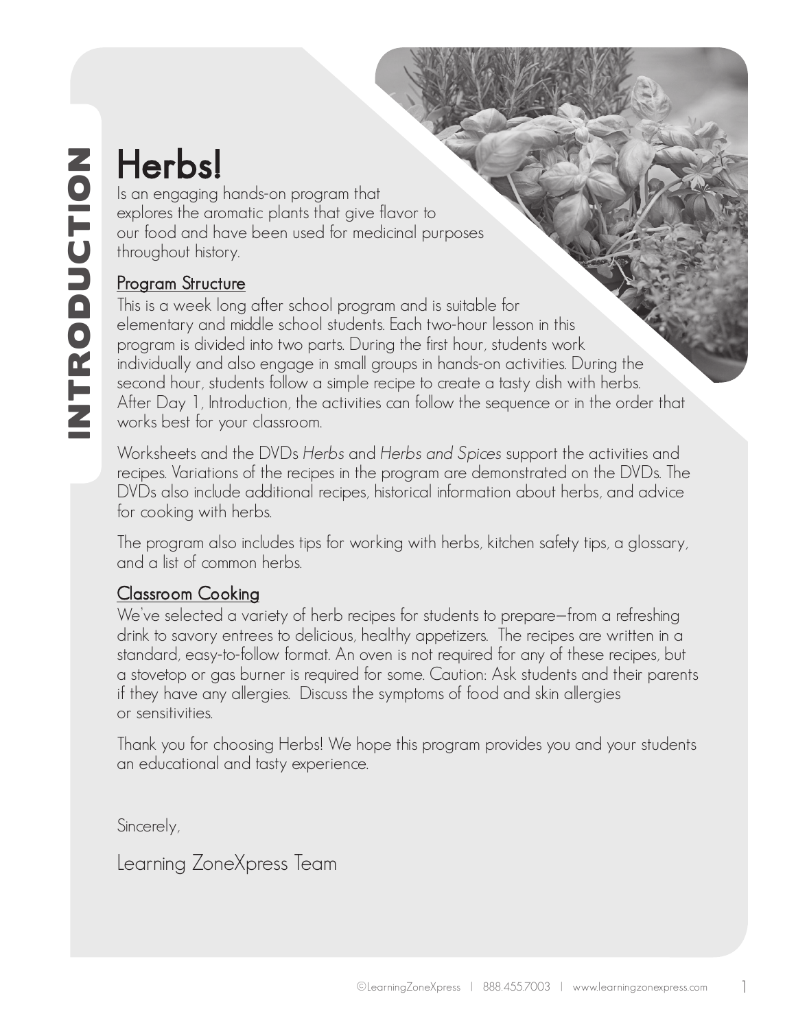INTRODUCTION

# Herbs!

Is an engaging hands-on program that explores the aromatic plants that give flavor to our food and have been used for medicinal purposes throughout history.

## Program Structure

This is a week long after school program and is suitable for elementary and middle school students. Each two-hour lesson in this program is divided into two parts. During the first hour, students work individually and also engage in small groups in hands-on activities. During the second hour, students follow a simple recipe to create a tasty dish with herbs. After Day 1, Introduction, the activities can follow the sequence or in the order that works best for your classroom.

Worksheets and the DVDs *Herbs* and *Herbs and Spices* support the activities and recipes. Variations of the recipes in the program are demonstrated on the DVDs. The DVDs also include additional recipes, historical information about herbs, and advice for cooking with herbs.

The program also includes tips for working with herbs, kitchen safety tips, a glossary, and a list of common herbs.

## Classroom Cooking

We've selected a variety of herb recipes for students to prepare—from a refreshing drink to savory entrees to delicious, healthy appetizers. The recipes are written in a standard, easy-to-follow format. An oven is not required for any of these recipes, but a stovetop or gas burner is required for some. Caution: Ask students and their parents if they have any allergies. Discuss the symptoms of food and skin allergies or sensitivities.

Thank you for choosing Herbs! We hope this program provides you and your students an educational and tasty experience.

Sincerely,

Learning ZoneXpress Team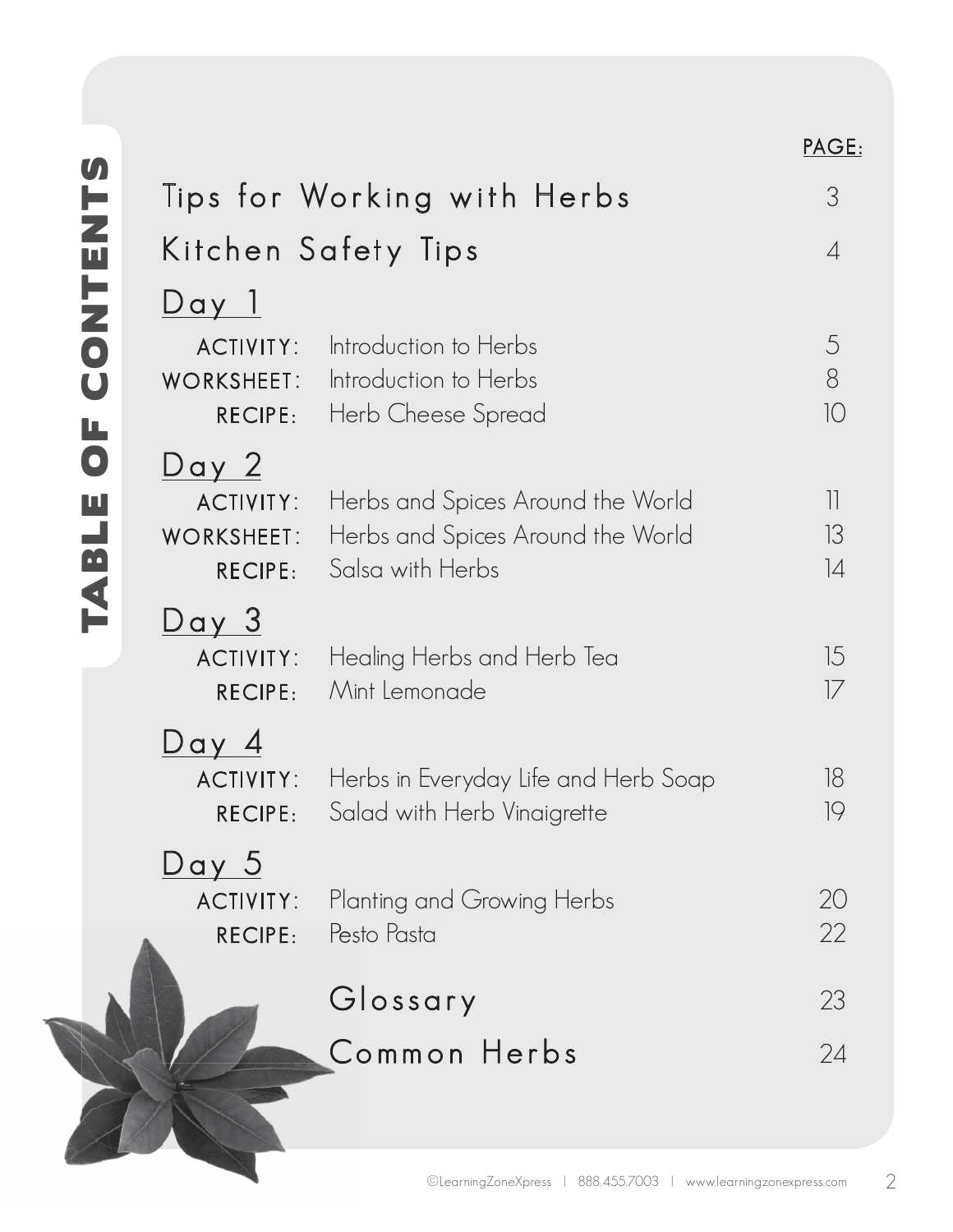# TABLE OF CONTENTS

| | | PAGE: |
|---|---|---|
| **Tips for Working with Herbs** | | 3 |
| **Kitchen Safety Tips** | | 4 |
| **Day 1** | | |
| ACTIVITY: | Introduction to Herbs | 5 |
| WORKSHEET: | Introduction to Herbs | 8 |
| RECIPE: | Herb Cheese Spread | 10 |
| **Day 2** | | |
| ACTIVITY: | Herbs and Spices Around the World | 11 |
| WORKSHEET: | Herbs and Spices Around the World | 13 |
| RECIPE: | Salsa with Herbs | 14 |
| **Day 3** | | |
| ACTIVITY: | Healing Herbs and Herb Tea | 15 |
| RECIPE: | Mint Lemonade | 17 |
| **Day 4** | | |
| ACTIVITY: | Herbs in Everyday Life and Herb Soap | 18 |
| RECIPE: | Salad with Herb Vinaigrette | 19 |
| **Day 5** | | |
| ACTIVITY: | Planting and Growing Herbs | 20 |
| RECIPE: | Pesto Pasta | 22 |
| | **Glossary** | 23 |
| | **Common Herbs** | 24 |

©LearningZoneXpress | 888.455.7003 | www.learningzonexpress.com